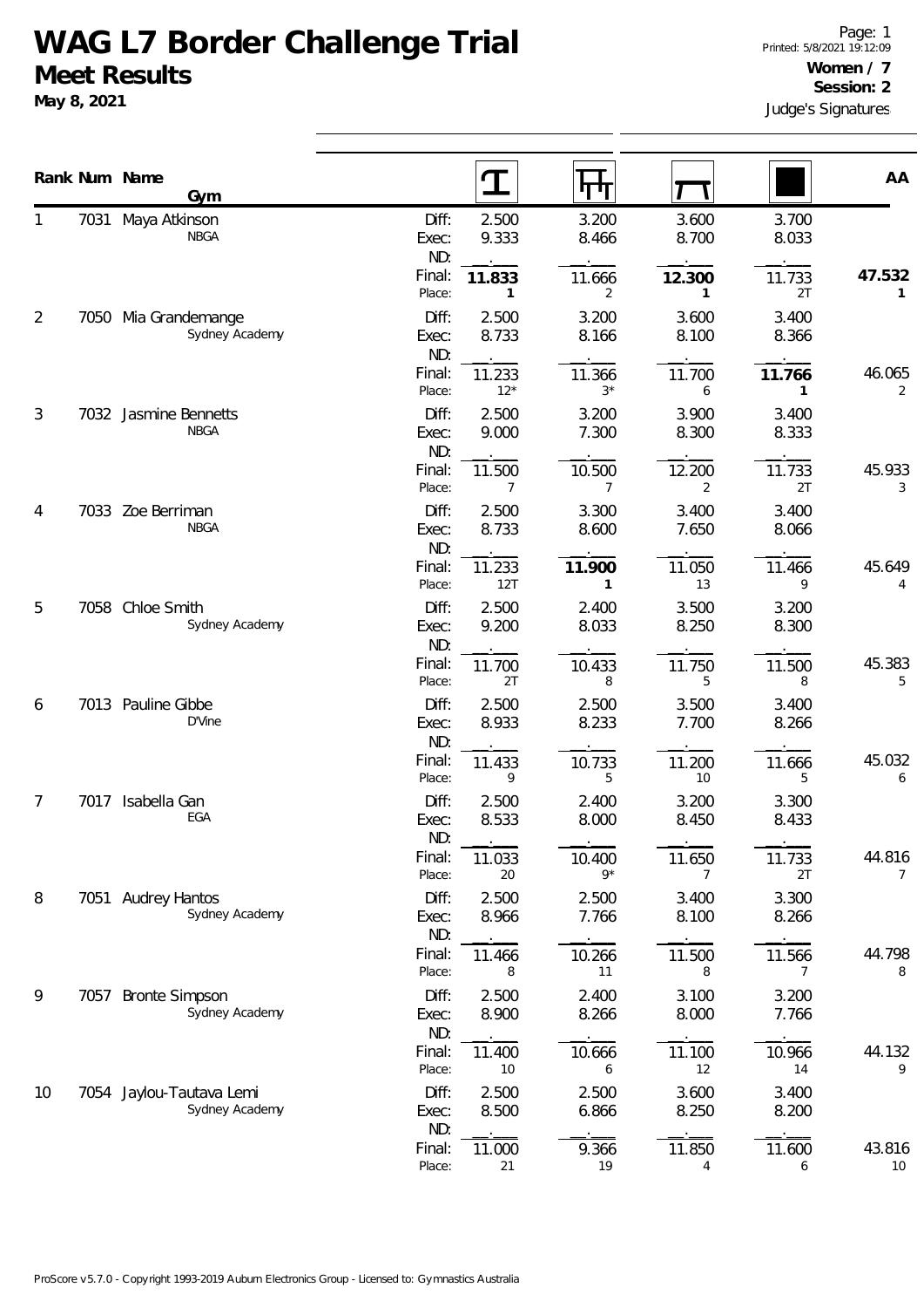# WAG L7 Border Challenge Trial

## Meet Results

**May 8, 2021**

Page: 1
Printed: 5/8/2021 19:12:09

**Women / 7**
**Session: 2**
Judge's Signatures

| Rank | Num | Name / Gym | | Vault | Bars | Beam | Floor | AA |
|---|---|---|---|---|---|---|---|---|
| 1 | 7031 | Maya Atkinson | Diff: | 2.500 | 3.200 | 3.600 | 3.700 | |
| | | NBGA | Exec: | 9.333 | 8.466 | 8.700 | 8.033 | |
| | | | ND: | . | . | . | . | |
| | | | Final: | **11.833** | 11.666 | **12.300** | 11.733 | **47.532** |
| | | | Place: | **1** | 2 | **1** | 2T | **1** |
| 2 | 7050 | Mia Grandemange | Diff: | 2.500 | 3.200 | 3.600 | 3.400 | |
| | | Sydney Academy | Exec: | 8.733 | 8.166 | 8.100 | 8.366 | |
| | | | ND: | . | . | . | . | |
| | | | Final: | 11.233 | 11.366 | 11.700 | **11.766** | 46.065 |
| | | | Place: | 12* | 3* | 6 | **1** | 2 |
| 3 | 7032 | Jasmine Bennetts | Diff: | 2.500 | 3.200 | 3.900 | 3.400 | |
| | | NBGA | Exec: | 9.000 | 7.300 | 8.300 | 8.333 | |
| | | | ND: | . | . | . | . | |
| | | | Final: | 11.500 | 10.500 | 12.200 | 11.733 | 45.933 |
| | | | Place: | 7 | 7 | 2 | 2T | 3 |
| 4 | 7033 | Zoe Berriman | Diff: | 2.500 | 3.300 | 3.400 | 3.400 | |
| | | NBGA | Exec: | 8.733 | 8.600 | 7.650 | 8.066 | |
| | | | ND: | . | . | . | . | |
| | | | Final: | 11.233 | **11.900** | 11.050 | 11.466 | 45.649 |
| | | | Place: | 12T | **1** | 13 | 9 | 4 |
| 5 | 7058 | Chloe Smith | Diff: | 2.500 | 2.400 | 3.500 | 3.200 | |
| | | Sydney Academy | Exec: | 9.200 | 8.033 | 8.250 | 8.300 | |
| | | | ND: | . | . | . | . | |
| | | | Final: | 11.700 | 10.433 | 11.750 | 11.500 | 45.383 |
| | | | Place: | 2T | 8 | 5 | 8 | 5 |
| 6 | 7013 | Pauline Gibbe | Diff: | 2.500 | 2.500 | 3.500 | 3.400 | |
| | | D'Vine | Exec: | 8.933 | 8.233 | 7.700 | 8.266 | |
| | | | ND: | . | . | . | . | |
| | | | Final: | 11.433 | 10.733 | 11.200 | 11.666 | 45.032 |
| | | | Place: | 9 | 5 | 10 | 5 | 6 |
| 7 | 7017 | Isabella Gan | Diff: | 2.500 | 2.400 | 3.200 | 3.300 | |
| | | EGA | Exec: | 8.533 | 8.000 | 8.450 | 8.433 | |
| | | | ND: | . | . | . | . | |
| | | | Final: | 11.033 | 10.400 | 11.650 | 11.733 | 44.816 |
| | | | Place: | 20 | 9* | 7 | 2T | 7 |
| 8 | 7051 | Audrey Hantos | Diff: | 2.500 | 2.500 | 3.400 | 3.300 | |
| | | Sydney Academy | Exec: | 8.966 | 7.766 | 8.100 | 8.266 | |
| | | | ND: | . | . | . | . | |
| | | | Final: | 11.466 | 10.266 | 11.500 | 11.566 | 44.798 |
| | | | Place: | 8 | 11 | 8 | 7 | 8 |
| 9 | 7057 | Bronte Simpson | Diff: | 2.500 | 2.400 | 3.100 | 3.200 | |
| | | Sydney Academy | Exec: | 8.900 | 8.266 | 8.000 | 7.766 | |
| | | | ND: | . | . | . | . | |
| | | | Final: | 11.400 | 10.666 | 11.100 | 10.966 | 44.132 |
| | | | Place: | 10 | 6 | 12 | 14 | 9 |
| 10 | 7054 | Jaylou-Tautava Lemi | Diff: | 2.500 | 2.500 | 3.600 | 3.400 | |
| | | Sydney Academy | Exec: | 8.500 | 6.866 | 8.250 | 8.200 | |
| | | | ND: | . | . | . | . | |
| | | | Final: | 11.000 | 9.366 | 11.850 | 11.600 | 43.816 |
| | | | Place: | 21 | 19 | 4 | 6 | 10 |

ProScore v5.7.0 - Copyright 1993-2019 Auburn Electronics Group - Licensed to: Gymnastics Australia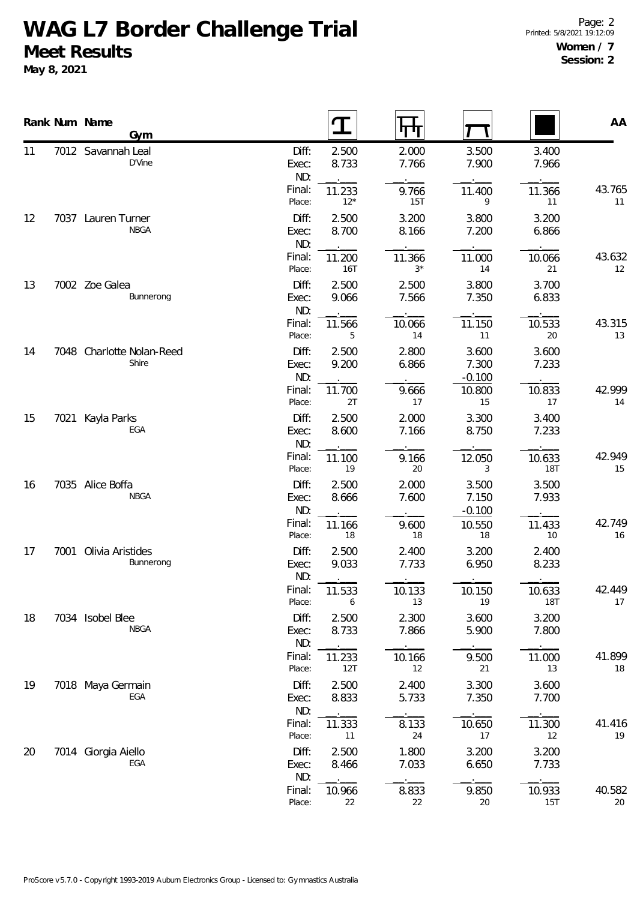# WAG L7 Border Challenge Trial

## Meet Results

**May 8, 2021**

**Women / 7**
**Session: 2**

| Rank | Num | Name / Gym | | Vault | Bars | Beam | Floor | AA |
|---|---|---|---|---|---|---|---|---|
| 11 | 7012 | Savannah Leal<br>D'Vine | Diff: | 2.500 | 2.000 | 3.500 | 3.400 | |
| | | | Exec: | 8.733 | 7.766 | 7.900 | 7.966 | |
| | | | ND: | . | . | . | . | |
| | | | Final: | 11.233 | 9.766 | 11.400 | 11.366 | 43.765 |
| | | | Place: | 12* | 15T | 9 | 11 | 11 |
| 12 | 7037 | Lauren Turner<br>NBGA | Diff: | 2.500 | 3.200 | 3.800 | 3.200 | |
| | | | Exec: | 8.700 | 8.166 | 7.200 | 6.866 | |
| | | | ND: | . | . | . | . | |
| | | | Final: | 11.200 | 11.366 | 11.000 | 10.066 | 43.632 |
| | | | Place: | 16T | 3* | 14 | 21 | 12 |
| 13 | 7002 | Zoe Galea<br>Bunnerong | Diff: | 2.500 | 2.500 | 3.800 | 3.700 | |
| | | | Exec: | 9.066 | 7.566 | 7.350 | 6.833 | |
| | | | ND: | . | . | . | . | |
| | | | Final: | 11.566 | 10.066 | 11.150 | 10.533 | 43.315 |
| | | | Place: | 5 | 14 | 11 | 20 | 13 |
| 14 | 7048 | Charlotte Nolan-Reed<br>Shire | Diff: | 2.500 | 2.800 | 3.600 | 3.600 | |
| | | | Exec: | 9.200 | 6.866 | 7.300 | 7.233 | |
| | | | ND: | . | . | -0.100 | . | |
| | | | Final: | 11.700 | 9.666 | 10.800 | 10.833 | 42.999 |
| | | | Place: | 2T | 17 | 15 | 17 | 14 |
| 15 | 7021 | Kayla Parks<br>EGA | Diff: | 2.500 | 2.000 | 3.300 | 3.400 | |
| | | | Exec: | 8.600 | 7.166 | 8.750 | 7.233 | |
| | | | ND: | . | . | . | . | |
| | | | Final: | 11.100 | 9.166 | 12.050 | 10.633 | 42.949 |
| | | | Place: | 19 | 20 | 3 | 18T | 15 |
| 16 | 7035 | Alice Boffa<br>NBGA | Diff: | 2.500 | 2.000 | 3.500 | 3.500 | |
| | | | Exec: | 8.666 | 7.600 | 7.150 | 7.933 | |
| | | | ND: | . | . | -0.100 | . | |
| | | | Final: | 11.166 | 9.600 | 10.550 | 11.433 | 42.749 |
| | | | Place: | 18 | 18 | 18 | 10 | 16 |
| 17 | 7001 | Olivia Aristides<br>Bunnerong | Diff: | 2.500 | 2.400 | 3.200 | 2.400 | |
| | | | Exec: | 9.033 | 7.733 | 6.950 | 8.233 | |
| | | | ND: | . | . | . | . | |
| | | | Final: | 11.533 | 10.133 | 10.150 | 10.633 | 42.449 |
| | | | Place: | 6 | 13 | 19 | 18T | 17 |
| 18 | 7034 | Isobel Blee<br>NBGA | Diff: | 2.500 | 2.300 | 3.600 | 3.200 | |
| | | | Exec: | 8.733 | 7.866 | 5.900 | 7.800 | |
| | | | ND: | . | . | . | . | |
| | | | Final: | 11.233 | 10.166 | 9.500 | 11.000 | 41.899 |
| | | | Place: | 12T | 12 | 21 | 13 | 18 |
| 19 | 7018 | Maya Germain<br>EGA | Diff: | 2.500 | 2.400 | 3.300 | 3.600 | |
| | | | Exec: | 8.833 | 5.733 | 7.350 | 7.700 | |
| | | | ND: | . | . | . | . | |
| | | | Final: | 11.333 | 8.133 | 10.650 | 11.300 | 41.416 |
| | | | Place: | 11 | 24 | 17 | 12 | 19 |
| 20 | 7014 | Giorgia Aiello<br>EGA | Diff: | 2.500 | 1.800 | 3.200 | 3.200 | |
| | | | Exec: | 8.466 | 7.033 | 6.650 | 7.733 | |
| | | | ND: | . | . | . | . | |
| | | | Final: | 10.966 | 8.833 | 9.850 | 10.933 | 40.582 |
| | | | Place: | 22 | 22 | 20 | 15T | 20 |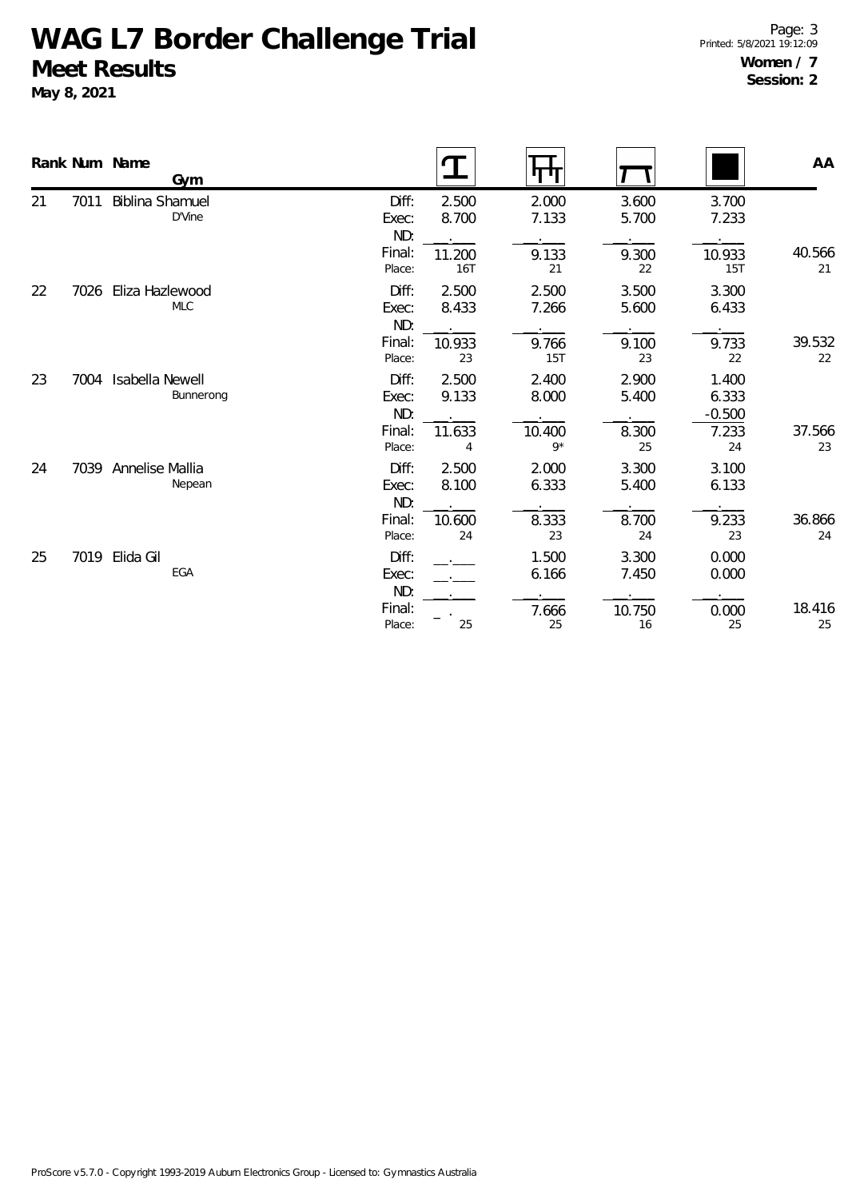# WAG L7 Border Challenge Trial

## Meet Results

**May 8, 2021**

Page: 3
Printed: 5/8/2021 19:12:09

**Women / 7**
**Session: 2**

| Rank | Num | Name / Gym | | Vault | Bars | Beam | Floor | AA |
|---|---|---|---|---|---|---|---|---|
| 21 | 7011 | Biblina Shamuel | Diff: | 2.500 | 2.000 | 3.600 | 3.700 | |
| | | D'Vine | Exec: | 8.700 | 7.133 | 5.700 | 7.233 | |
| | | | ND: | . | . | . | . | |
| | | | Final: | 11.200 | 9.133 | 9.300 | 10.933 | 40.566 |
| | | | Place: | 16T | 21 | 22 | 15T | 21 |
| 22 | 7026 | Eliza Hazlewood | Diff: | 2.500 | 2.500 | 3.500 | 3.300 | |
| | | MLC | Exec: | 8.433 | 7.266 | 5.600 | 6.433 | |
| | | | ND: | . | . | . | . | |
| | | | Final: | 10.933 | 9.766 | 9.100 | 9.733 | 39.532 |
| | | | Place: | 23 | 15T | 23 | 22 | 22 |
| 23 | 7004 | Isabella Newell | Diff: | 2.500 | 2.400 | 2.900 | 1.400 | |
| | | Bunnerong | Exec: | 9.133 | 8.000 | 5.400 | 6.333 | |
| | | | ND: | . | . | . | -0.500 | |
| | | | Final: | 11.633 | 10.400 | 8.300 | 7.233 | 37.566 |
| | | | Place: | 4 | 9* | 25 | 24 | 23 |
| 24 | 7039 | Annelise Mallia | Diff: | 2.500 | 2.000 | 3.300 | 3.100 | |
| | | Nepean | Exec: | 8.100 | 6.333 | 5.400 | 6.133 | |
| | | | ND: | . | . | . | . | |
| | | | Final: | 10.600 | 8.333 | 8.700 | 9.233 | 36.866 |
| | | | Place: | 24 | 23 | 24 | 23 | 24 |
| 25 | 7019 | Elida Gil | Diff: | . | 1.500 | 3.300 | 0.000 | |
| | | EGA | Exec: | . | 6.166 | 7.450 | 0.000 | |
| | | | ND: | . | . | . | . | |
| | | | Final: | . | 7.666 | 10.750 | 0.000 | 18.416 |
| | | | Place: | 25 | 25 | 16 | 25 | 25 |

ProScore v5.7.0 - Copyright 1993-2019 Auburn Electronics Group - Licensed to: Gymnastics Australia